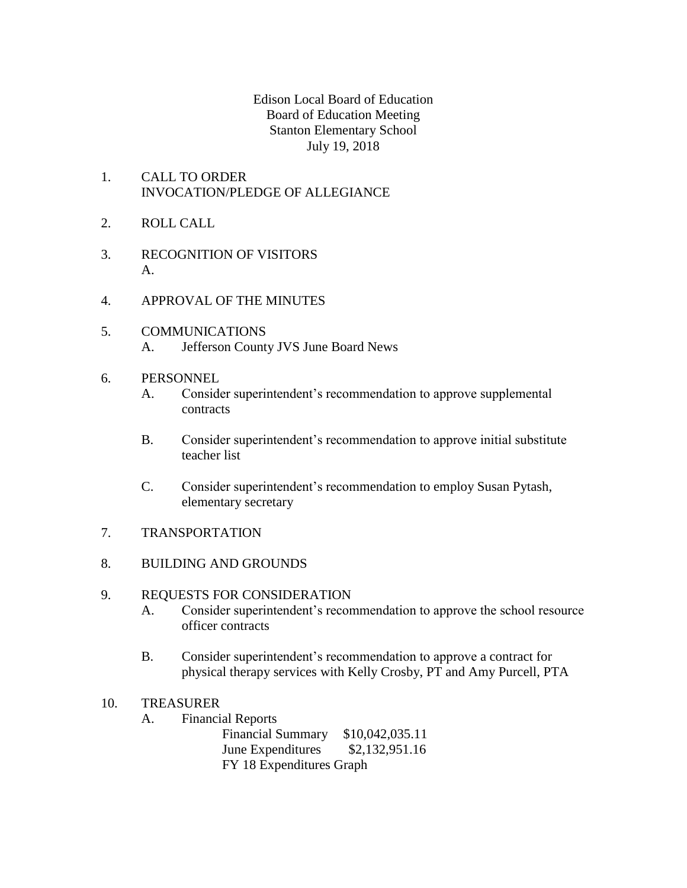Edison Local Board of Education  
Board of Education Meeting  
Stanton Elementary School  
July 19, 2018

1. CALL TO ORDER  
   INVOCATION/PLEDGE OF ALLEGIANCE

2. ROLL CALL

3. RECOGNITION OF VISITORS  
   A.

4. APPROVAL OF THE MINUTES

5. COMMUNICATIONS  
   A. Jefferson County JVS June Board News

6. PERSONNEL  
   A. Consider superintendent's recommendation to approve supplemental contracts

   B. Consider superintendent's recommendation to approve initial substitute teacher list

   C. Consider superintendent's recommendation to employ Susan Pytash, elementary secretary

7. TRANSPORTATION

8. BUILDING AND GROUNDS

9. REQUESTS FOR CONSIDERATION  
   A. Consider superintendent's recommendation to approve the school resource officer contracts

   B. Consider superintendent's recommendation to approve a contract for physical therapy services with Kelly Crosby, PT and Amy Purcell, PTA

10. TREASURER  
    A. Financial Reports  
       Financial Summary $10,042,035.11  
       June Expenditures $2,132,951.16  
       FY 18 Expenditures Graph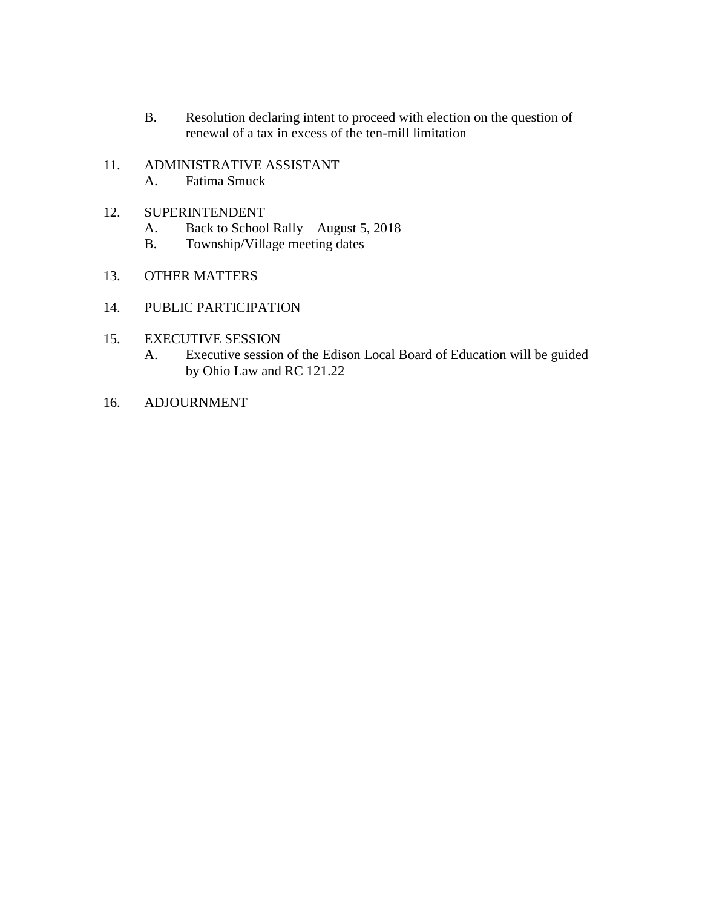B. Resolution declaring intent to proceed with election on the question of renewal of a tax in excess of the ten-mill limitation

11. ADMINISTRATIVE ASSISTANT
    A. Fatima Smuck

12. SUPERINTENDENT
    A. Back to School Rally – August 5, 2018
    B. Township/Village meeting dates

13. OTHER MATTERS

14. PUBLIC PARTICIPATION

15. EXECUTIVE SESSION
    A. Executive session of the Edison Local Board of Education will be guided by Ohio Law and RC 121.22

16. ADJOURNMENT